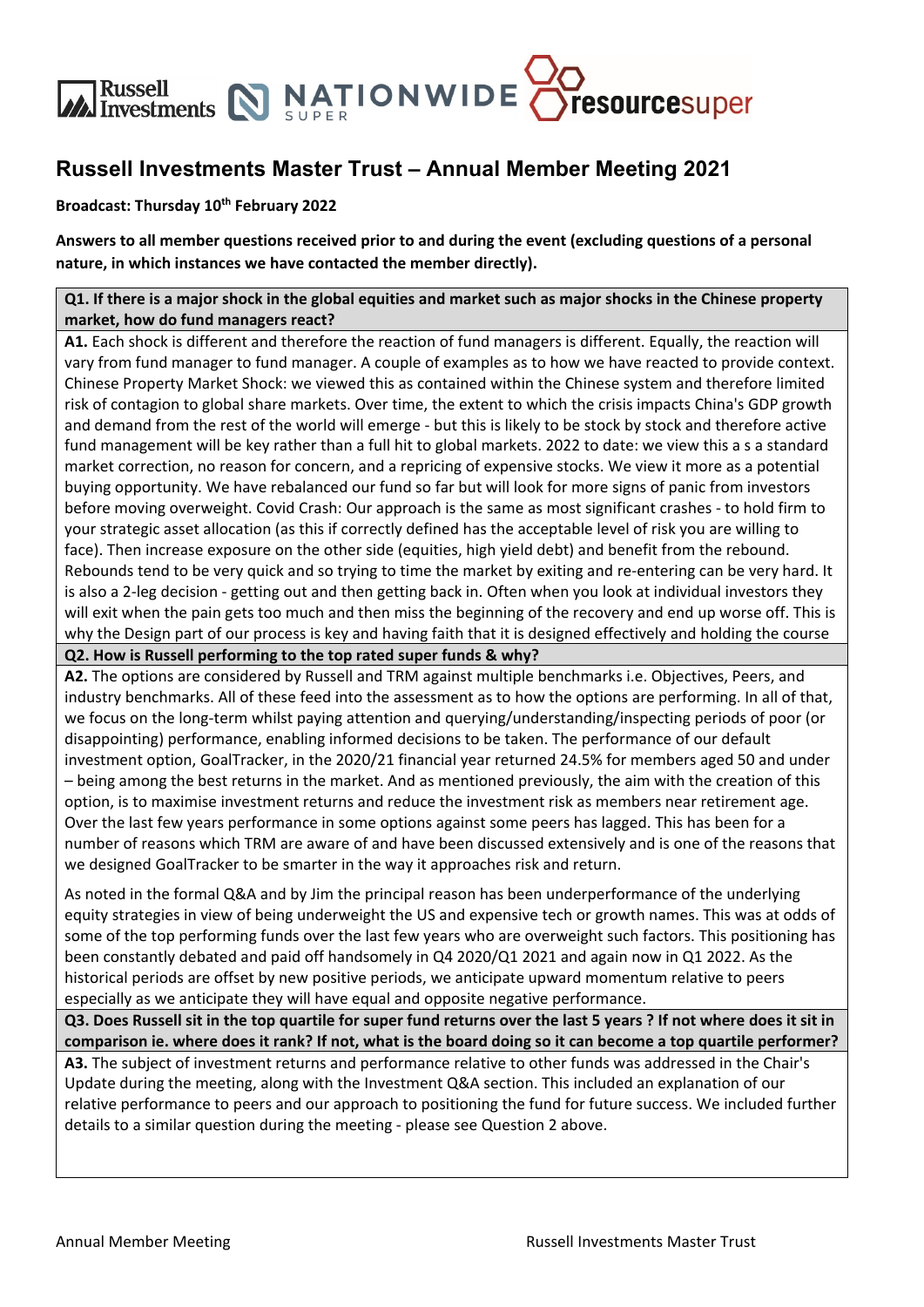# Russell Investments Master Trust – Annual Member Meeting 2021

**Broadcast: Thursday 10th February 2022**

**Answers to all member questions received prior to and during the event (excluding questions of a personal nature, in which instances we have contacted the member directly).**

**Q1. If there is a major shock in the global equities and market such as major shocks in the Chinese property market, how do fund managers react?**

**A1.** Each shock is different and therefore the reaction of fund managers is different. Equally, the reaction will vary from fund manager to fund manager. A couple of examples as to how we have reacted to provide context. Chinese Property Market Shock: we viewed this as contained within the Chinese system and therefore limited risk of contagion to global share markets. Over time, the extent to which the crisis impacts China's GDP growth and demand from the rest of the world will emerge - but this is likely to be stock by stock and therefore active fund management will be key rather than a full hit to global markets. 2022 to date: we view this a s a standard market correction, no reason for concern, and a repricing of expensive stocks. We view it more as a potential buying opportunity. We have rebalanced our fund so far but will look for more signs of panic from investors before moving overweight. Covid Crash: Our approach is the same as most significant crashes - to hold firm to your strategic asset allocation (as this if correctly defined has the acceptable level of risk you are willing to face). Then increase exposure on the other side (equities, high yield debt) and benefit from the rebound. Rebounds tend to be very quick and so trying to time the market by exiting and re-entering can be very hard. It is also a 2-leg decision - getting out and then getting back in. Often when you look at individual investors they will exit when the pain gets too much and then miss the beginning of the recovery and end up worse off. This is why the Design part of our process is key and having faith that it is designed effectively and holding the course

**Q2. How is Russell performing to the top rated super funds & why?**

**A2.** The options are considered by Russell and TRM against multiple benchmarks i.e. Objectives, Peers, and industry benchmarks. All of these feed into the assessment as to how the options are performing. In all of that, we focus on the long-term whilst paying attention and querying/understanding/inspecting periods of poor (or disappointing) performance, enabling informed decisions to be taken. The performance of our default investment option, GoalTracker, in the 2020/21 financial year returned 24.5% for members aged 50 and under – being among the best returns in the market. And as mentioned previously, the aim with the creation of this option, is to maximise investment returns and reduce the investment risk as members near retirement age. Over the last few years performance in some options against some peers has lagged. This has been for a number of reasons which TRM are aware of and have been discussed extensively and is one of the reasons that we designed GoalTracker to be smarter in the way it approaches risk and return.

As noted in the formal Q&A and by Jim the principal reason has been underperformance of the underlying equity strategies in view of being underweight the US and expensive tech or growth names. This was at odds of some of the top performing funds over the last few years who are overweight such factors. This positioning has been constantly debated and paid off handsomely in Q4 2020/Q1 2021 and again now in Q1 2022. As the historical periods are offset by new positive periods, we anticipate upward momentum relative to peers especially as we anticipate they will have equal and opposite negative performance.

**Q3. Does Russell sit in the top quartile for super fund returns over the last 5 years ? If not where does it sit in comparison ie. where does it rank? If not, what is the board doing so it can become a top quartile performer?**

**A3.** The subject of investment returns and performance relative to other funds was addressed in the Chair's Update during the meeting, along with the Investment Q&A section. This included an explanation of our relative performance to peers and our approach to positioning the fund for future success. We included further details to a similar question during the meeting - please see Question 2 above.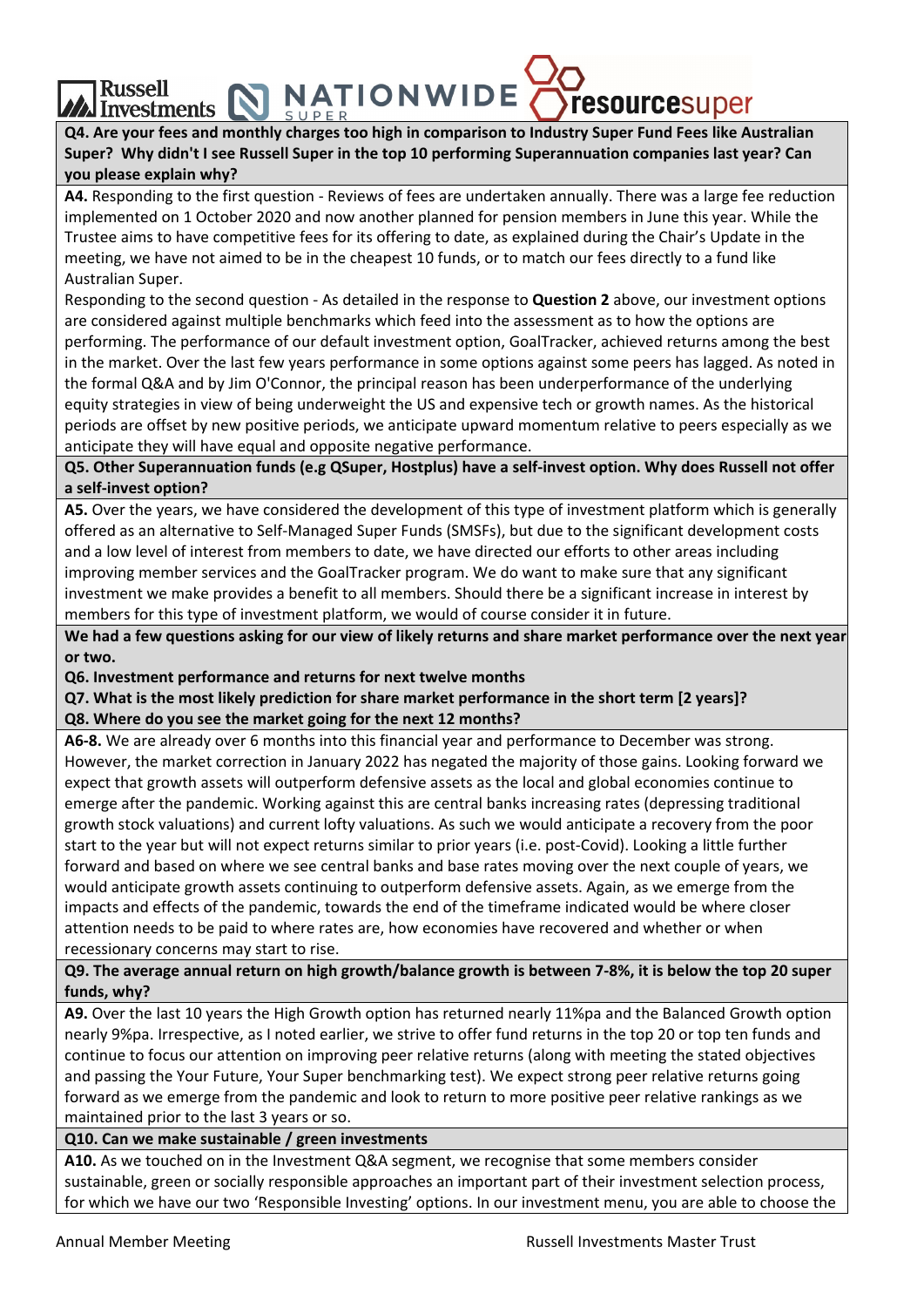**Q4. Are your fees and monthly charges too high in comparison to Industry Super Fund Fees like Australian Super? Why didn't I see Russell Super in the top 10 performing Superannuation companies last year? Can you please explain why?**

**A4.** Responding to the first question - Reviews of fees are undertaken annually. There was a large fee reduction implemented on 1 October 2020 and now another planned for pension members in June this year. While the Trustee aims to have competitive fees for its offering to date, as explained during the Chair's Update in the meeting, we have not aimed to be in the cheapest 10 funds, or to match our fees directly to a fund like Australian Super.

Responding to the second question - As detailed in the response to **Question 2** above, our investment options are considered against multiple benchmarks which feed into the assessment as to how the options are performing. The performance of our default investment option, GoalTracker, achieved returns among the best in the market. Over the last few years performance in some options against some peers has lagged. As noted in the formal Q&A and by Jim O'Connor, the principal reason has been underperformance of the underlying equity strategies in view of being underweight the US and expensive tech or growth names. As the historical periods are offset by new positive periods, we anticipate upward momentum relative to peers especially as we anticipate they will have equal and opposite negative performance.

**Q5. Other Superannuation funds (e.g QSuper, Hostplus) have a self-invest option. Why does Russell not offer a self-invest option?**

**A5.** Over the years, we have considered the development of this type of investment platform which is generally offered as an alternative to Self-Managed Super Funds (SMSFs), but due to the significant development costs and a low level of interest from members to date, we have directed our efforts to other areas including improving member services and the GoalTracker program. We do want to make sure that any significant investment we make provides a benefit to all members. Should there be a significant increase in interest by members for this type of investment platform, we would of course consider it in future.

**We had a few questions asking for our view of likely returns and share market performance over the next year or two.**

**Q6. Investment performance and returns for next twelve months**

**Q7. What is the most likely prediction for share market performance in the short term [2 years]?**

**Q8. Where do you see the market going for the next 12 months?**

**A6-8.** We are already over 6 months into this financial year and performance to December was strong. However, the market correction in January 2022 has negated the majority of those gains. Looking forward we expect that growth assets will outperform defensive assets as the local and global economies continue to emerge after the pandemic. Working against this are central banks increasing rates (depressing traditional growth stock valuations) and current lofty valuations. As such we would anticipate a recovery from the poor start to the year but will not expect returns similar to prior years (i.e. post-Covid). Looking a little further forward and based on where we see central banks and base rates moving over the next couple of years, we would anticipate growth assets continuing to outperform defensive assets. Again, as we emerge from the impacts and effects of the pandemic, towards the end of the timeframe indicated would be where closer attention needs to be paid to where rates are, how economies have recovered and whether or when recessionary concerns may start to rise.

**Q9. The average annual return on high growth/balance growth is between 7-8%, it is below the top 20 super funds, why?**

**A9.** Over the last 10 years the High Growth option has returned nearly 11%pa and the Balanced Growth option nearly 9%pa. Irrespective, as I noted earlier, we strive to offer fund returns in the top 20 or top ten funds and continue to focus our attention on improving peer relative returns (along with meeting the stated objectives and passing the Your Future, Your Super benchmarking test). We expect strong peer relative returns going forward as we emerge from the pandemic and look to return to more positive peer relative rankings as we maintained prior to the last 3 years or so.

**Q10. Can we make sustainable / green investments**

**A10.** As we touched on in the Investment Q&A segment, we recognise that some members consider sustainable, green or socially responsible approaches an important part of their investment selection process, for which we have our two 'Responsible Investing' options. In our investment menu, you are able to choose the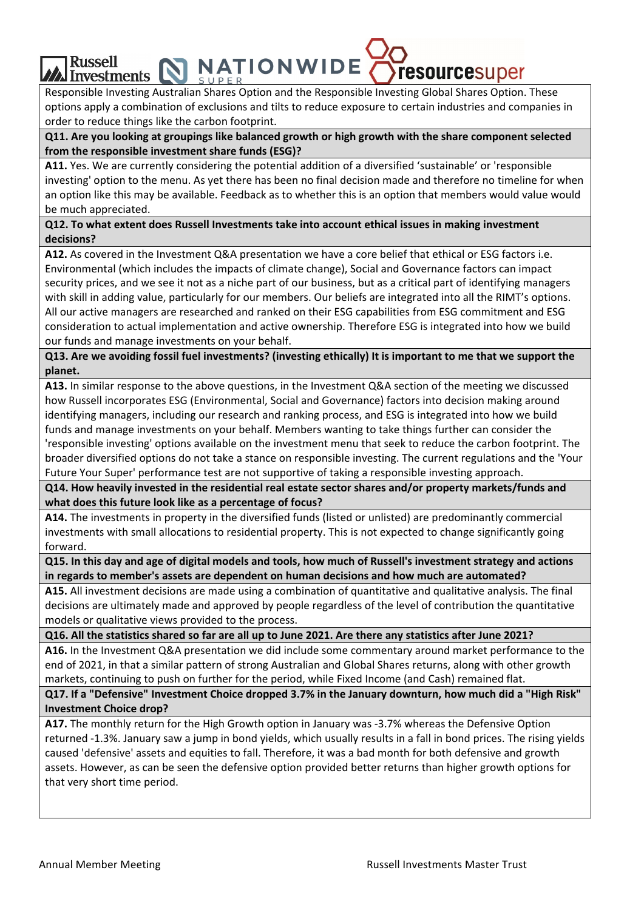Responsible Investing Australian Shares Option and the Responsible Investing Global Shares Option. These options apply a combination of exclusions and tilts to reduce exposure to certain industries and companies in order to reduce things like the carbon footprint.

**Q11. Are you looking at groupings like balanced growth or high growth with the share component selected from the responsible investment share funds (ESG)?**

**A11.** Yes. We are currently considering the potential addition of a diversified 'sustainable' or 'responsible investing' option to the menu. As yet there has been no final decision made and therefore no timeline for when an option like this may be available. Feedback as to whether this is an option that members would value would be much appreciated.

**Q12. To what extent does Russell Investments take into account ethical issues in making investment decisions?**

**A12.** As covered in the Investment Q&A presentation we have a core belief that ethical or ESG factors i.e. Environmental (which includes the impacts of climate change), Social and Governance factors can impact security prices, and we see it not as a niche part of our business, but as a critical part of identifying managers with skill in adding value, particularly for our members. Our beliefs are integrated into all the RIMT's options. All our active managers are researched and ranked on their ESG capabilities from ESG commitment and ESG consideration to actual implementation and active ownership. Therefore ESG is integrated into how we build our funds and manage investments on your behalf.

**Q13. Are we avoiding fossil fuel investments? (investing ethically) It is important to me that we support the planet.**

**A13.** In similar response to the above questions, in the Investment Q&A section of the meeting we discussed how Russell incorporates ESG (Environmental, Social and Governance) factors into decision making around identifying managers, including our research and ranking process, and ESG is integrated into how we build funds and manage investments on your behalf. Members wanting to take things further can consider the 'responsible investing' options available on the investment menu that seek to reduce the carbon footprint. The broader diversified options do not take a stance on responsible investing. The current regulations and the 'Your Future Your Super' performance test are not supportive of taking a responsible investing approach.

**Q14. How heavily invested in the residential real estate sector shares and/or property markets/funds and what does this future look like as a percentage of focus?**

**A14.** The investments in property in the diversified funds (listed or unlisted) are predominantly commercial investments with small allocations to residential property. This is not expected to change significantly going forward.

**Q15. In this day and age of digital models and tools, how much of Russell's investment strategy and actions in regards to member's assets are dependent on human decisions and how much are automated?**

**A15.** All investment decisions are made using a combination of quantitative and qualitative analysis. The final decisions are ultimately made and approved by people regardless of the level of contribution the quantitative models or qualitative views provided to the process.

**Q16. All the statistics shared so far are all up to June 2021. Are there any statistics after June 2021?**

**A16.** In the Investment Q&A presentation we did include some commentary around market performance to the end of 2021, in that a similar pattern of strong Australian and Global Shares returns, along with other growth markets, continuing to push on further for the period, while Fixed Income (and Cash) remained flat.

**Q17. If a "Defensive" Investment Choice dropped 3.7% in the January downturn, how much did a "High Risk" Investment Choice drop?**

**A17.** The monthly return for the High Growth option in January was -3.7% whereas the Defensive Option returned -1.3%. January saw a jump in bond yields, which usually results in a fall in bond prices. The rising yields caused 'defensive' assets and equities to fall. Therefore, it was a bad month for both defensive and growth assets. However, as can be seen the defensive option provided better returns than higher growth options for that very short time period.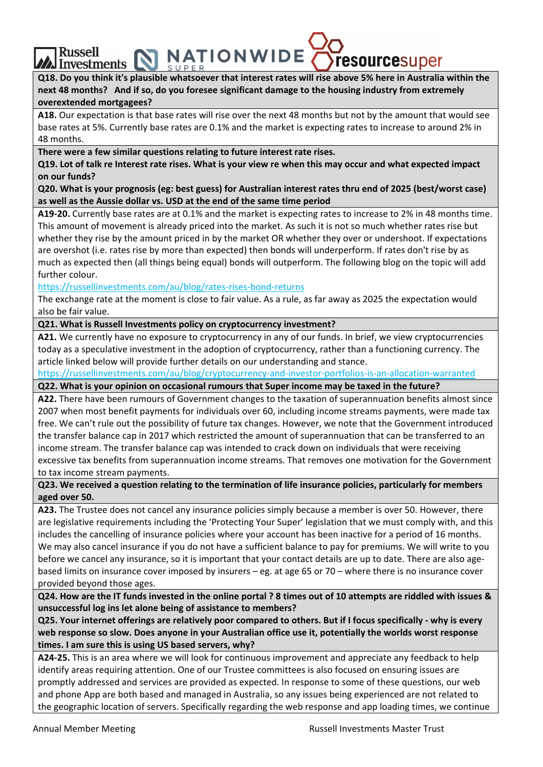**Q18. Do you think it's plausible whatsoever that interest rates will rise above 5% here in Australia within the next 48 months? And if so, do you foresee significant damage to the housing industry from extremely overextended mortgagees?**

**A18.** Our expectation is that base rates will rise over the next 48 months but not by the amount that would see base rates at 5%. Currently base rates are 0.1% and the market is expecting rates to increase to around 2% in 48 months.

**There were a few similar questions relating to future interest rate rises.**

**Q19. Lot of talk re Interest rate rises. What is your view re when this may occur and what expected impact on our funds?**

**Q20. What is your prognosis (eg: best guess) for Australian interest rates thru end of 2025 (best/worst case) as well as the Aussie dollar vs. USD at the end of the same time period**

**A19-20.** Currently base rates are at 0.1% and the market is expecting rates to increase to 2% in 48 months time. This amount of movement is already priced into the market. As such it is not so much whether rates rise but whether they rise by the amount priced in by the market OR whether they over or undershoot. If expectations are overshot (i.e. rates rise by more than expected) then bonds will underperform. If rates don't rise by as much as expected then (all things being equal) bonds will outperform. The following blog on the topic will add further colour.

https://russellinvestments.com/au/blog/rates-rises-bond-returns

The exchange rate at the moment is close to fair value. As a rule, as far away as 2025 the expectation would also be fair value.

**Q21. What is Russell Investments policy on cryptocurrency investment?**

**A21.** We currently have no exposure to cryptocurrency in any of our funds. In brief, we view cryptocurrencies today as a speculative investment in the adoption of cryptocurrency, rather than a functioning currency. The article linked below will provide further details on our understanding and stance.

https://russellinvestments.com/au/blog/cryptocurrency-and-investor-portfolios-is-an-allocation-warranted

**Q22. What is your opinion on occasional rumours that Super income may be taxed in the future?**

**A22.** There have been rumours of Government changes to the taxation of superannuation benefits almost since 2007 when most benefit payments for individuals over 60, including income streams payments, were made tax free. We can't rule out the possibility of future tax changes. However, we note that the Government introduced the transfer balance cap in 2017 which restricted the amount of superannuation that can be transferred to an income stream. The transfer balance cap was intended to crack down on individuals that were receiving excessive tax benefits from superannuation income streams. That removes one motivation for the Government to tax income stream payments.

**Q23. We received a question relating to the termination of life insurance policies, particularly for members aged over 50.**

**A23.** The Trustee does not cancel any insurance policies simply because a member is over 50. However, there are legislative requirements including the 'Protecting Your Super' legislation that we must comply with, and this includes the cancelling of insurance policies where your account has been inactive for a period of 16 months. We may also cancel insurance if you do not have a sufficient balance to pay for premiums. We will write to you before we cancel any insurance, so it is important that your contact details are up to date. There are also age-based limits on insurance cover imposed by insurers – eg. at age 65 or 70 – where there is no insurance cover provided beyond those ages.

**Q24. How are the IT funds invested in the online portal ? 8 times out of 10 attempts are riddled with issues & unsuccessful log ins let alone being of assistance to members?**

**Q25. Your internet offerings are relatively poor compared to others. But if I focus specifically - why is every web response so slow. Does anyone in your Australian office use it, potentially the worlds worst response times. I am sure this is using US based servers, why?**

**A24-25.** This is an area where we will look for continuous improvement and appreciate any feedback to help identify areas requiring attention. One of our Trustee committees is also focused on ensuring issues are promptly addressed and services are provided as expected. In response to some of these questions, our web and phone App are both based and managed in Australia, so any issues being experienced are not related to the geographic location of servers. Specifically regarding the web response and app loading times, we continue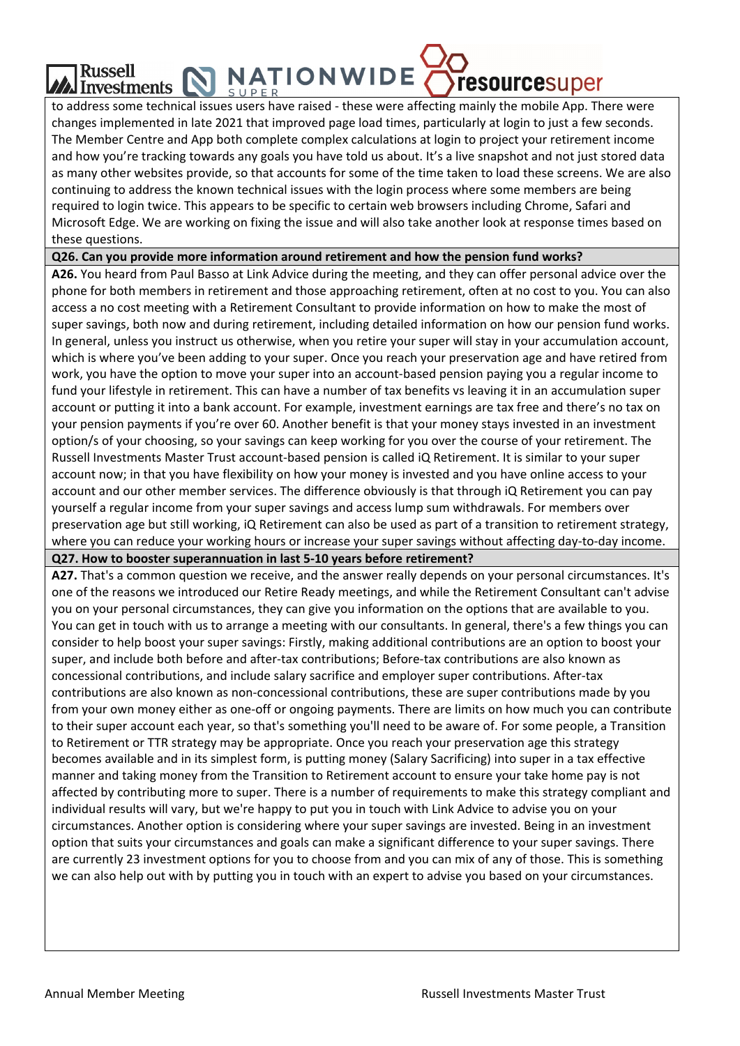to address some technical issues users have raised - these were affecting mainly the mobile App. There were changes implemented in late 2021 that improved page load times, particularly at login to just a few seconds. The Member Centre and App both complete complex calculations at login to project your retirement income and how you're tracking towards any goals you have told us about. It's a live snapshot and not just stored data as many other websites provide, so that accounts for some of the time taken to load these screens. We are also continuing to address the known technical issues with the login process where some members are being required to login twice. This appears to be specific to certain web browsers including Chrome, Safari and Microsoft Edge. We are working on fixing the issue and will also take another look at response times based on these questions.

**Q26. Can you provide more information around retirement and how the pension fund works?**

**A26.** You heard from Paul Basso at Link Advice during the meeting, and they can offer personal advice over the phone for both members in retirement and those approaching retirement, often at no cost to you. You can also access a no cost meeting with a Retirement Consultant to provide information on how to make the most of super savings, both now and during retirement, including detailed information on how our pension fund works. In general, unless you instruct us otherwise, when you retire your super will stay in your accumulation account, which is where you've been adding to your super. Once you reach your preservation age and have retired from work, you have the option to move your super into an account-based pension paying you a regular income to fund your lifestyle in retirement. This can have a number of tax benefits vs leaving it in an accumulation super account or putting it into a bank account. For example, investment earnings are tax free and there's no tax on your pension payments if you're over 60. Another benefit is that your money stays invested in an investment option/s of your choosing, so your savings can keep working for you over the course of your retirement. The Russell Investments Master Trust account-based pension is called iQ Retirement. It is similar to your super account now; in that you have flexibility on how your money is invested and you have online access to your account and our other member services. The difference obviously is that through iQ Retirement you can pay yourself a regular income from your super savings and access lump sum withdrawals. For members over preservation age but still working, iQ Retirement can also be used as part of a transition to retirement strategy, where you can reduce your working hours or increase your super savings without affecting day-to-day income.

**Q27. How to booster superannuation in last 5-10 years before retirement?**

**A27.** That's a common question we receive, and the answer really depends on your personal circumstances. It's one of the reasons we introduced our Retire Ready meetings, and while the Retirement Consultant can't advise you on your personal circumstances, they can give you information on the options that are available to you. You can get in touch with us to arrange a meeting with our consultants. In general, there's a few things you can consider to help boost your super savings: Firstly, making additional contributions are an option to boost your super, and include both before and after-tax contributions; Before-tax contributions are also known as concessional contributions, and include salary sacrifice and employer super contributions. After-tax contributions are also known as non-concessional contributions, these are super contributions made by you from your own money either as one-off or ongoing payments. There are limits on how much you can contribute to their super account each year, so that's something you'll need to be aware of. For some people, a Transition to Retirement or TTR strategy may be appropriate. Once you reach your preservation age this strategy becomes available and in its simplest form, is putting money (Salary Sacrificing) into super in a tax effective manner and taking money from the Transition to Retirement account to ensure your take home pay is not affected by contributing more to super. There is a number of requirements to make this strategy compliant and individual results will vary, but we're happy to put you in touch with Link Advice to advise you on your circumstances. Another option is considering where your super savings are invested. Being in an investment option that suits your circumstances and goals can make a significant difference to your super savings. There are currently 23 investment options for you to choose from and you can mix of any of those. This is something we can also help out with by putting you in touch with an expert to advise you based on your circumstances.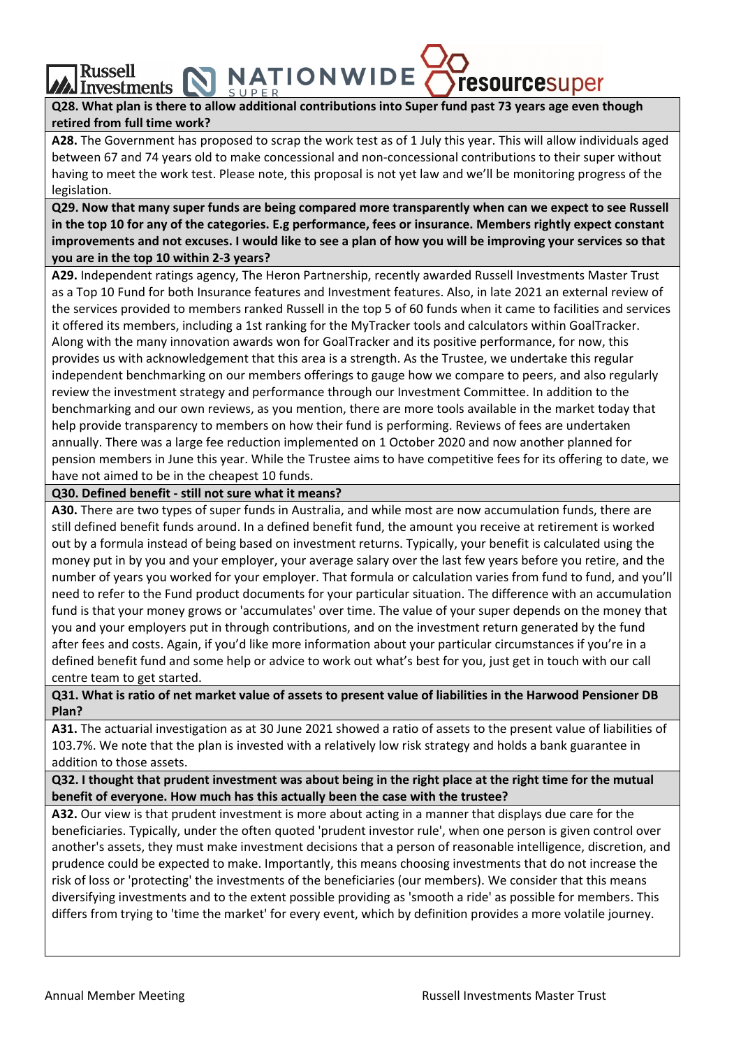**Q28. What plan is there to allow additional contributions into Super fund past 73 years age even though retired from full time work?**

**A28.** The Government has proposed to scrap the work test as of 1 July this year. This will allow individuals aged between 67 and 74 years old to make concessional and non-concessional contributions to their super without having to meet the work test. Please note, this proposal is not yet law and we'll be monitoring progress of the legislation.

**Q29. Now that many super funds are being compared more transparently when can we expect to see Russell in the top 10 for any of the categories. E.g performance, fees or insurance. Members rightly expect constant improvements and not excuses. I would like to see a plan of how you will be improving your services so that you are in the top 10 within 2-3 years?**

**A29.** Independent ratings agency, The Heron Partnership, recently awarded Russell Investments Master Trust as a Top 10 Fund for both Insurance features and Investment features. Also, in late 2021 an external review of the services provided to members ranked Russell in the top 5 of 60 funds when it came to facilities and services it offered its members, including a 1st ranking for the MyTracker tools and calculators within GoalTracker. Along with the many innovation awards won for GoalTracker and its positive performance, for now, this provides us with acknowledgement that this area is a strength. As the Trustee, we undertake this regular independent benchmarking on our members offerings to gauge how we compare to peers, and also regularly review the investment strategy and performance through our Investment Committee. In addition to the benchmarking and our own reviews, as you mention, there are more tools available in the market today that help provide transparency to members on how their fund is performing. Reviews of fees are undertaken annually. There was a large fee reduction implemented on 1 October 2020 and now another planned for pension members in June this year. While the Trustee aims to have competitive fees for its offering to date, we have not aimed to be in the cheapest 10 funds.

**Q30. Defined benefit - still not sure what it means?**

**A30.** There are two types of super funds in Australia, and while most are now accumulation funds, there are still defined benefit funds around. In a defined benefit fund, the amount you receive at retirement is worked out by a formula instead of being based on investment returns. Typically, your benefit is calculated using the money put in by you and your employer, your average salary over the last few years before you retire, and the number of years you worked for your employer. That formula or calculation varies from fund to fund, and you'll need to refer to the Fund product documents for your particular situation. The difference with an accumulation fund is that your money grows or 'accumulates' over time. The value of your super depends on the money that you and your employers put in through contributions, and on the investment return generated by the fund after fees and costs. Again, if you'd like more information about your particular circumstances if you're in a defined benefit fund and some help or advice to work out what's best for you, just get in touch with our call centre team to get started.

**Q31. What is ratio of net market value of assets to present value of liabilities in the Harwood Pensioner DB Plan?**

**A31.** The actuarial investigation as at 30 June 2021 showed a ratio of assets to the present value of liabilities of 103.7%. We note that the plan is invested with a relatively low risk strategy and holds a bank guarantee in addition to those assets.

**Q32. I thought that prudent investment was about being in the right place at the right time for the mutual benefit of everyone. How much has this actually been the case with the trustee?**

**A32.** Our view is that prudent investment is more about acting in a manner that displays due care for the beneficiaries. Typically, under the often quoted 'prudent investor rule', when one person is given control over another's assets, they must make investment decisions that a person of reasonable intelligence, discretion, and prudence could be expected to make. Importantly, this means choosing investments that do not increase the risk of loss or 'protecting' the investments of the beneficiaries (our members). We consider that this means diversifying investments and to the extent possible providing as 'smooth a ride' as possible for members. This differs from trying to 'time the market' for every event, which by definition provides a more volatile journey.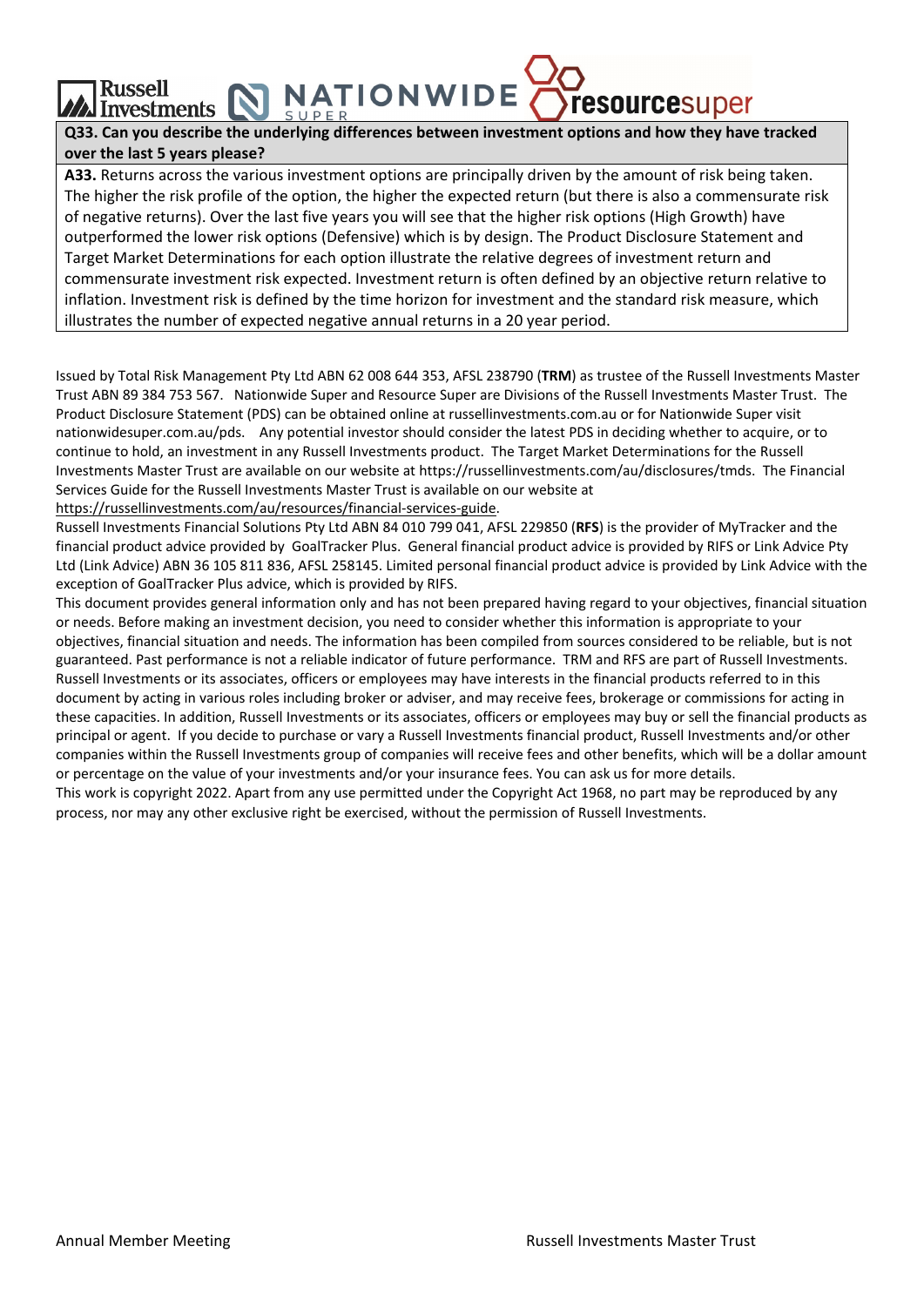**Q33. Can you describe the underlying differences between investment options and how they have tracked over the last 5 years please?**

**A33.** Returns across the various investment options are principally driven by the amount of risk being taken. The higher the risk profile of the option, the higher the expected return (but there is also a commensurate risk of negative returns). Over the last five years you will see that the higher risk options (High Growth) have outperformed the lower risk options (Defensive) which is by design. The Product Disclosure Statement and Target Market Determinations for each option illustrate the relative degrees of investment return and commensurate investment risk expected. Investment return is often defined by an objective return relative to inflation. Investment risk is defined by the time horizon for investment and the standard risk measure, which illustrates the number of expected negative annual returns in a 20 year period.

Issued by Total Risk Management Pty Ltd ABN 62 008 644 353, AFSL 238790 (**TRM**) as trustee of the Russell Investments Master Trust ABN 89 384 753 567. Nationwide Super and Resource Super are Divisions of the Russell Investments Master Trust. The Product Disclosure Statement (PDS) can be obtained online at russellinvestments.com.au or for Nationwide Super visit nationwidesuper.com.au/pds. Any potential investor should consider the latest PDS in deciding whether to acquire, or to continue to hold, an investment in any Russell Investments product. The Target Market Determinations for the Russell Investments Master Trust are available on our website at https://russellinvestments.com/au/disclosures/tmds. The Financial Services Guide for the Russell Investments Master Trust is available on our website at https://russellinvestments.com/au/resources/financial-services-guide.

Russell Investments Financial Solutions Pty Ltd ABN 84 010 799 041, AFSL 229850 (**RFS**) is the provider of MyTracker and the financial product advice provided by GoalTracker Plus. General financial product advice is provided by RIFS or Link Advice Pty Ltd (Link Advice) ABN 36 105 811 836, AFSL 258145. Limited personal financial product advice is provided by Link Advice with the exception of GoalTracker Plus advice, which is provided by RIFS.

This document provides general information only and has not been prepared having regard to your objectives, financial situation or needs. Before making an investment decision, you need to consider whether this information is appropriate to your objectives, financial situation and needs. The information has been compiled from sources considered to be reliable, but is not guaranteed. Past performance is not a reliable indicator of future performance. TRM and RFS are part of Russell Investments. Russell Investments or its associates, officers or employees may have interests in the financial products referred to in this document by acting in various roles including broker or adviser, and may receive fees, brokerage or commissions for acting in these capacities. In addition, Russell Investments or its associates, officers or employees may buy or sell the financial products as principal or agent. If you decide to purchase or vary a Russell Investments financial product, Russell Investments and/or other companies within the Russell Investments group of companies will receive fees and other benefits, which will be a dollar amount or percentage on the value of your investments and/or your insurance fees. You can ask us for more details.

This work is copyright 2022. Apart from any use permitted under the Copyright Act 1968, no part may be reproduced by any process, nor may any other exclusive right be exercised, without the permission of Russell Investments.